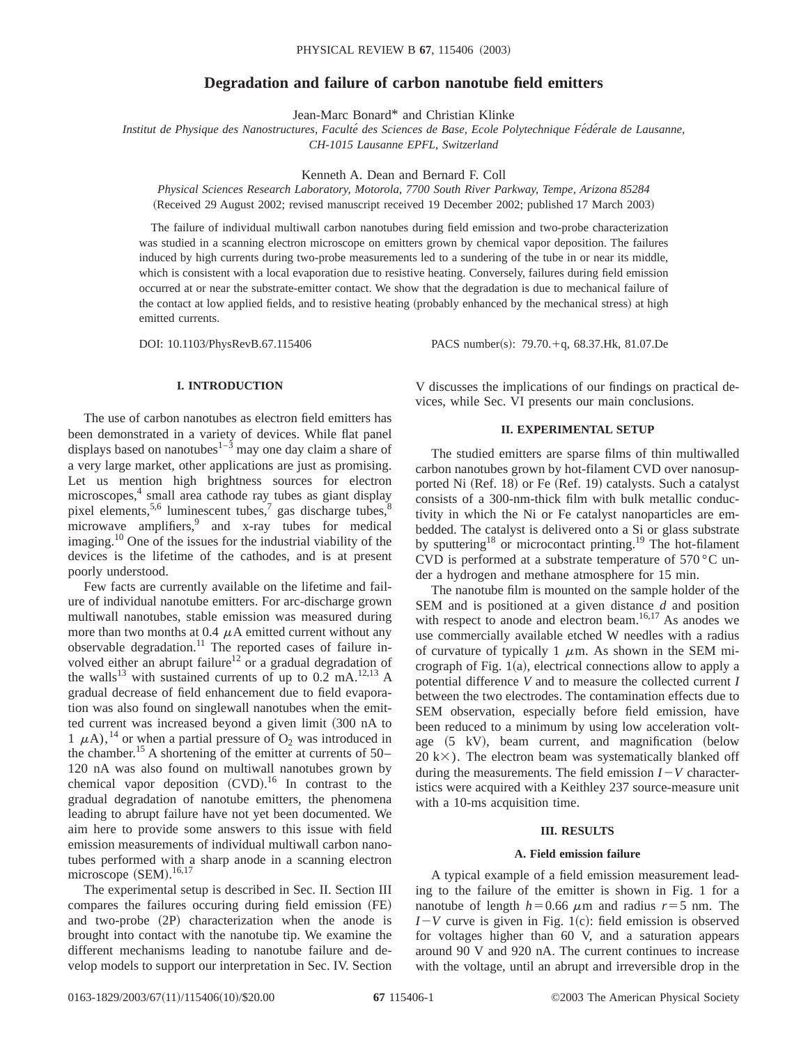# Degradation and failure of carbon nanotube field emitters

Jean-Marc Bonard* and Christian Klinke

*Institut de Physique des Nanostructures, Faculté des Sciences de Base, Ecole Polytechnique Fédérale de Lausanne, CH-1015 Lausanne EPFL, Switzerland*

Kenneth A. Dean and Bernard F. Coll

*Physical Sciences Research Laboratory, Motorola, 7700 South River Parkway, Tempe, Arizona 85284*

(Received 29 August 2002; revised manuscript received 19 December 2002; published 17 March 2003)

The failure of individual multiwall carbon nanotubes during field emission and two-probe characterization was studied in a scanning electron microscope on emitters grown by chemical vapor deposition. The failures induced by high currents during two-probe measurements led to a sundering of the tube in or near its middle, which is consistent with a local evaporation due to resistive heating. Conversely, failures during field emission occurred at or near the substrate-emitter contact. We show that the degradation is due to mechanical failure of the contact at low applied fields, and to resistive heating (probably enhanced by the mechanical stress) at high emitted currents.

DOI: 10.1103/PhysRevB.67.115406 PACS number(s): 79.70.+q, 68.37.Hk, 81.07.De

## I. INTRODUCTION

The use of carbon nanotubes as electron field emitters has been demonstrated in a variety of devices. While flat panel displays based on nanotubes[1–3] may one day claim a share of a very large market, other applications are just as promising. Let us mention high brightness sources for electron microscopes,[4] small area cathode ray tubes as giant display pixel elements,[5,6] luminescent tubes,[7] gas discharge tubes,[8] microwave amplifiers,[9] and x-ray tubes for medical imaging.[10] One of the issues for the industrial viability of the devices is the lifetime of the cathodes, and is at present poorly understood.

Few facts are currently available on the lifetime and failure of individual nanotube emitters. For arc-discharge grown multiwall nanotubes, stable emission was measured during more than two months at 0.4 $\mu$A emitted current without any observable degradation.[11] The reported cases of failure involved either an abrupt failure[12] or a gradual degradation of the walls[13] with sustained currents of up to 0.2 mA.[12,13] A gradual decrease of field enhancement due to field evaporation was also found on singlewall nanotubes when the emitted current was increased beyond a given limit (300 nA to 1 $\mu$A),[14] or when a partial pressure of $O_2$ was introduced in the chamber.[15] A shortening of the emitter at currents of 50–120 nA was also found on multiwall nanotubes grown by chemical vapor deposition (CVD).[16] In contrast to the gradual degradation of nanotube emitters, the phenomena leading to abrupt failure have not yet been documented. We aim here to provide some answers to this issue with field emission measurements of individual multiwall carbon nanotubes performed with a sharp anode in a scanning electron microscope (SEM).[16,17]

The experimental setup is described in Sec. II. Section III compares the failures occuring during field emission (FE) and two-probe (2P) characterization when the anode is brought into contact with the nanotube tip. We examine the different mechanisms leading to nanotube failure and develop models to support our interpretation in Sec. IV. Section V discusses the implications of our findings on practical devices, while Sec. VI presents our main conclusions.

## II. EXPERIMENTAL SETUP

The studied emitters are sparse films of thin multiwalled carbon nanotubes grown by hot-filament CVD over nanosupported Ni (Ref. 18) or Fe (Ref. 19) catalysts. Such a catalyst consists of a 300-nm-thick film with bulk metallic conductivity in which the Ni or Fe catalyst nanoparticles are embedded. The catalyst is delivered onto a Si or glass substrate by sputtering[18] or microcontact printing.[19] The hot-filament CVD is performed at a substrate temperature of 570 °C under a hydrogen and methane atmosphere for 15 min.

The nanotube film is mounted on the sample holder of the SEM and is positioned at a given distance $d$ and position with respect to anode and electron beam.[16,17] As anodes we use commercially available etched W needles with a radius of curvature of typically 1 $\mu$m. As shown in the SEM micrograph of Fig. 1(a), electrical connections allow to apply a potential difference $V$ and to measure the collected current $I$ between the two electrodes. The contamination effects due to SEM observation, especially before field emission, have been reduced to a minimum by using low acceleration voltage (5 kV), beam current, and magnification (below 20 k×). The electron beam was systematically blanked off during the measurements. The field emission $I-V$ characteristics were acquired with a Keithley 237 source-measure unit with a 10-ms acquisition time.

## III. RESULTS

### A. Field emission failure

A typical example of a field emission measurement leading to the failure of the emitter is shown in Fig. 1 for a nanotube of length $h = 0.66$ $\mu$m and radius $r = 5$ nm. The $I-V$ curve is given in Fig. 1(c): field emission is observed for voltages higher than 60 V, and a saturation appears around 90 V and 920 nA. The current continues to increase with the voltage, until an abrupt and irreversible drop in the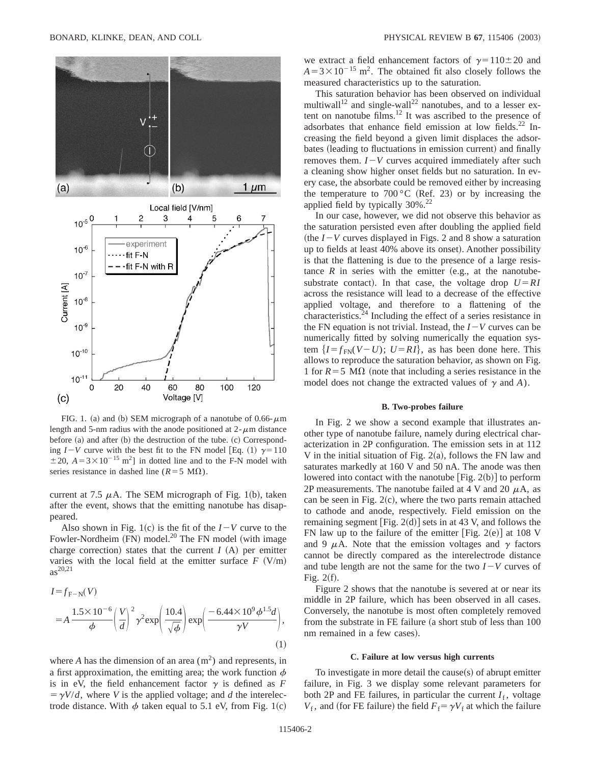FIG. 1. (a) and (b) SEM micrograph of a nanotube of 0.66-$\mu$m length and 5-nm radius with the anode positioned at 2-$\mu$m distance before (a) and after (b) the destruction of the tube. (c) Corresponding $I-V$ curve with the best fit to the FN model [Eq. (1) $\gamma = 110 \pm 20$, $A = 3 \times 10^{-15}$ m$^2$] in dotted line and to the F-N model with series resistance in dashed line ($R = 5$ M$\Omega$).

current at 7.5 $\mu$A. The SEM micrograph of Fig. 1(b), taken after the event, shows that the emitting nanotube has disappeared.

Also shown in Fig. 1(c) is the fit of the $I-V$ curve to the Fowler-Nordheim (FN) model.[20] The FN model (with image charge correction) states that the current $I$ (A) per emitter varies with the local field at the emitter surface $F$ (V/m) as[20,21]

$$
\begin{aligned}
I &= f_{\mathrm{F-N}}(V) \\
&= A \frac{1.5 \times 10^{-6}}{\phi} \left( \frac{V}{d} \right)^2 \gamma^2 \exp\left( \frac{10.4}{\sqrt{\phi}} \right) \exp\left( \frac{-6.44 \times 10^9 \phi^{1.5} d}{\gamma V} \right),
\end{aligned} \tag{1}
$$

where $A$ has the dimension of an area (m$^2$) and represents, in a first approximation, the emitting area; the work function $\phi$ is in eV, the field enhancement factor $\gamma$ is defined as $F = \gamma V/d$, where $V$ is the applied voltage; and $d$ the interelectrode distance. With $\phi$ taken equal to 5.1 eV, from Fig. 1(c) we extract a field enhancement factors of $\gamma = 110 \pm 20$ and $A = 3 \times 10^{-15}$ m$^2$. The obtained fit also closely follows the measured characteristics up to the saturation.

This saturation behavior has been observed on individual multiwall[12] and single-wall[22] nanotubes, and to a lesser extent on nanotube films.[12] It was ascribed to the presence of adsorbates that enhance field emission at low fields.[22] Increasing the field beyond a given limit displaces the adsorbates (leading to fluctuations in emission current) and finally removes them. $I-V$ curves acquired immediately after such a cleaning show higher onset fields but no saturation. In every case, the absorbate could be removed either by increasing the temperature to 700 °C (Ref. 23) or by increasing the applied field by typically 30%.[22]

In our case, however, we did not observe this behavior as the saturation persisted even after doubling the applied field (the $I-V$ curves displayed in Figs. 2 and 8 show a saturation up to fields at least 40% above its onset). Another possibility is that the flattening is due to the presence of a large resistance $R$ in series with the emitter (e.g., at the nanotube-substrate contact). In that case, the voltage drop $U = RI$ across the resistance will lead to a decrease of the effective applied voltage, and therefore to a flattening of the characteristics.[24] Including the effect of a series resistance in the FN equation is not trivial. Instead, the $I-V$ curves can be numerically fitted by solving numerically the equation system $\{I = f_{\mathrm{FN}}(V-U);\ U = RI\}$, as has been done here. This allows to reproduce the saturation behavior, as shown on Fig. 1 for $R = 5$ M$\Omega$ (note that including a series resistance in the model does not change the extracted values of $\gamma$ and $A$).

### B. Two-probes failure

In Fig. 2 we show a second example that illustrates another type of nanotube failure, namely during electrical characterization in 2P configuration. The emission sets in at 112 V in the initial situation of Fig. 2(a), follows the FN law and saturates markedly at 160 V and 50 nA. The anode was then lowered into contact with the nanotube [Fig. 2(b)] to perform 2P measurements. The nanotube failed at 4 V and 20 $\mu$A, as can be seen in Fig. 2(c), where the two parts remain attached to cathode and anode, respectively. Field emission on the remaining segment [Fig. 2(d)] sets in at 43 V, and follows the FN law up to the failure of the emitter [Fig. 2(e)] at 108 V and 9 $\mu$A. Note that the emission voltages and $\gamma$ factors cannot be directly compared as the interelectrode distance and tube length are not the same for the two $I-V$ curves of Fig. 2(f).

Figure 2 shows that the nanotube is severed at or near its middle in 2P failure, which has been observed in all cases. Conversely, the nanotube is most often completely removed from the substrate in FE failure (a short stub of less than 100 nm remained in a few cases).

### C. Failure at low versus high currents

To investigate in more detail the cause(s) of abrupt emitter failure, in Fig. 3 we display some relevant parameters for both 2P and FE failures, in particular the current $I_{\mathrm{f}}$, voltage $V_{\mathrm{f}}$, and (for FE failure) the field $F_{\mathrm{f}} = \gamma V_{\mathrm{f}}$ at which the failure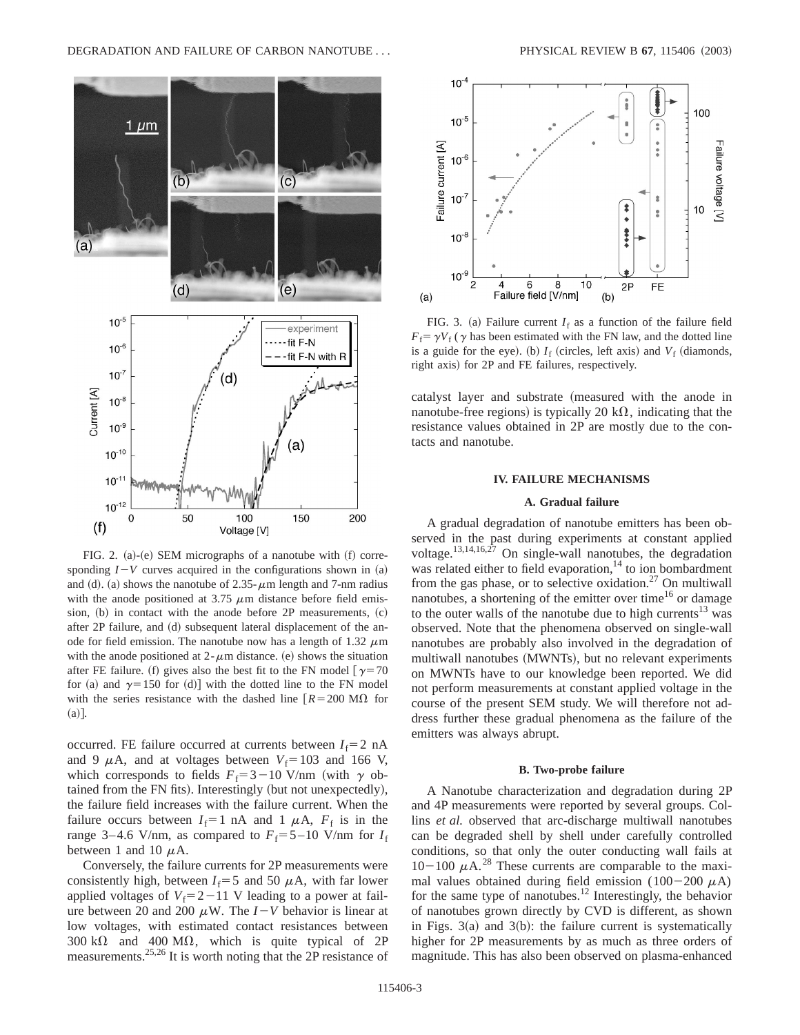FIG. 2. (a)-(e) SEM micrographs of a nanotube with (f) corresponding $I-V$ curves acquired in the configurations shown in (a) and (d). (a) shows the nanotube of 2.35-$\mu$m length and 7-nm radius with the anode positioned at 3.75 $\mu$m distance before field emission, (b) in contact with the anode before 2P measurements, (c) after 2P failure, and (d) subsequent lateral displacement of the anode for field emission. The nanotube now has a length of 1.32 $\mu$m with the anode positioned at 2-$\mu$m distance. (e) shows the situation after FE failure. (f) gives also the best fit to the FN model [$\gamma=70$ for (a) and $\gamma=150$ for (d)] with the dotted line to the FN model with the series resistance with the dashed line [$R=200$ M$\Omega$ for (a)].

occurred. FE failure occurred at currents between $I_f=2$ nA and 9 $\mu$A, and at voltages between $V_f=103$ and 166 V, which corresponds to fields $F_f=3-10$ V/nm (with $\gamma$ obtained from the FN fits). Interestingly (but not unexpectedly), the failure field increases with the failure current. When the failure occurs between $I_f=1$ nA and 1 $\mu$A, $F_f$ is in the range 3–4.6 V/nm, as compared to $F_f=5-10$ V/nm for $I_f$ between 1 and 10 $\mu$A.

Conversely, the failure currents for 2P measurements were consistently high, between $I_f=5$ and 50 $\mu$A, with far lower applied voltages of $V_f=2-11$ V leading to a power at failure between 20 and 200 $\mu$W. The $I-V$ behavior is linear at low voltages, with estimated contact resistances between 300 k$\Omega$ and 400 M$\Omega$, which is quite typical of 2P measurements.[25,26] It is worth noting that the 2P resistance of

FIG. 3. (a) Failure current $I_f$ as a function of the failure field $F_f=\gamma V_f$ ($\gamma$ has been estimated with the FN law, and the dotted line is a guide for the eye). (b) $I_f$ (circles, left axis) and $V_f$ (diamonds, right axis) for 2P and FE failures, respectively.

catalyst layer and substrate (measured with the anode in nanotube-free regions) is typically 20 k$\Omega$, indicating that the resistance values obtained in 2P are mostly due to the contacts and nanotube.

## IV. FAILURE MECHANISMS

### A. Gradual failure

A gradual degradation of nanotube emitters has been observed in the past during experiments at constant applied voltage.[13,14,16,27] On single-wall nanotubes, the degradation was related either to field evaporation,[14] to ion bombardment from the gas phase, or to selective oxidation.[27] On multiwall nanotubes, a shortening of the emitter over time[16] or damage to the outer walls of the nanotube due to high currents[13] was observed. Note that the phenomena observed on single-wall nanotubes are probably also involved in the degradation of multiwall nanotubes (MWNTs), but no relevant experiments on MWNTs have to our knowledge been reported. We did not perform measurements at constant applied voltage in the course of the present SEM study. We will therefore not address further these gradual phenomena as the failure of the emitters was always abrupt.

### B. Two-probe failure

A Nanotube characterization and degradation during 2P and 4P measurements were reported by several groups. Collins *et al.* observed that arc-discharge multiwall nanotubes can be degraded shell by shell under carefully controlled conditions, so that only the outer conducting wall fails at $10-100$ $\mu$A.[28] These currents are comparable to the maximal values obtained during field emission ($100-200$ $\mu$A) for the same type of nanotubes.[12] Interestingly, the behavior of nanotubes grown directly by CVD is different, as shown in Figs. 3(a) and 3(b): the failure current is systematically higher for 2P measurements by as much as three orders of magnitude. This has also been observed on plasma-enhanced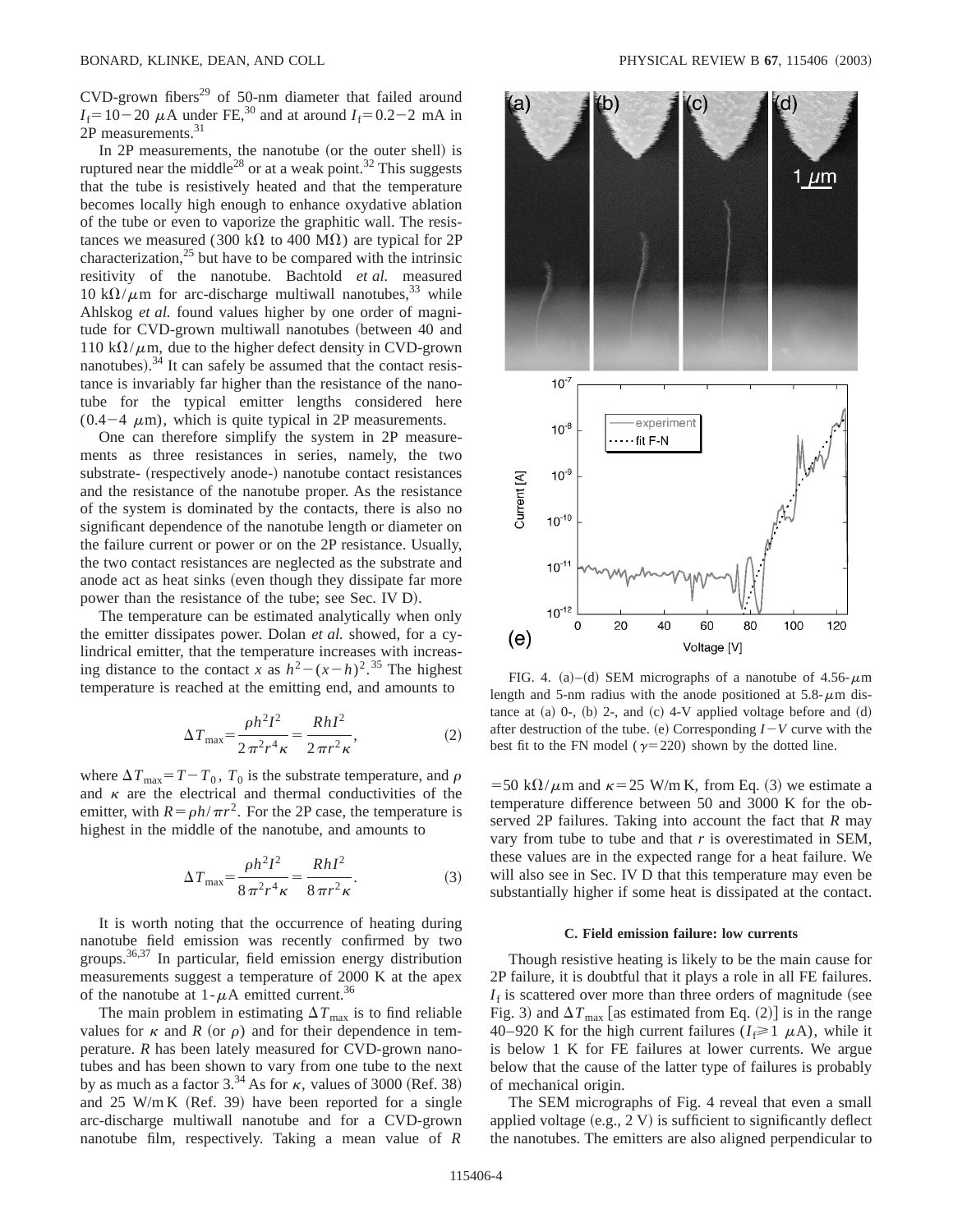CVD-grown fibers[29] of 50-nm diameter that failed around $I_f = 10-20\ \mu$A under FE,[30] and at around $I_f = 0.2-2$ mA in 2P measurements.[31]

In 2P measurements, the nanotube (or the outer shell) is ruptured near the middle[28] or at a weak point.[32] This suggests that the tube is resistively heated and that the temperature becomes locally high enough to enhance oxydative ablation of the tube or even to vaporize the graphitic wall. The resistances we measured (300 k$\Omega$ to 400 M$\Omega$) are typical for 2P characterization,[25] but have to be compared with the intrinsic resitivity of the nanotube. Bachtold *et al.* measured 10 k$\Omega/\mu$m for arc-discharge multiwall nanotubes,[33] while Ahlskog *et al.* found values higher by one order of magnitude for CVD-grown multiwall nanotubes (between 40 and 110 k$\Omega/\mu$m, due to the higher defect density in CVD-grown nanotubes).[34] It can safely be assumed that the contact resistance is invariably far higher than the resistance of the nanotube for the typical emitter lengths considered here (0.4–4 $\mu$m), which is quite typical in 2P measurements.

One can therefore simplify the system in 2P measurements as three resistances in series, namely, the two substrate- (respectively anode-) nanotube contact resistances and the resistance of the nanotube proper. As the resistance of the system is dominated by the contacts, there is also no significant dependence of the nanotube length or diameter on the failure current or power or on the 2P resistance. Usually, the two contact resistances are neglected as the substrate and anode act as heat sinks (even though they dissipate far more power than the resistance of the tube; see Sec. IV D).

The temperature can be estimated analytically when only the emitter dissipates power. Dolan *et al.* showed, for a cylindrical emitter, that the temperature increases with increasing distance to the contact $x$ as $h^2-(x-h)^2$.[35] The highest temperature is reached at the emitting end, and amounts to

$$\Delta T_{\max} = \frac{\rho h^2 I^2}{2\pi^2 r^4 \kappa} = \frac{R h I^2}{2\pi r^2 \kappa}, \tag{2}$$

where $\Delta T_{\max} = T - T_0$, $T_0$ is the substrate temperature, and $\rho$ and $\kappa$ are the electrical and thermal conductivities of the emitter, with $R = \rho h/\pi r^2$. For the 2P case, the temperature is highest in the middle of the nanotube, and amounts to

$$\Delta T_{\max} = \frac{\rho h^2 I^2}{8\pi^2 r^4 \kappa} = \frac{R h I^2}{8\pi r^2 \kappa}. \tag{3}$$

It is worth noting that the occurrence of heating during nanotube field emission was recently confirmed by two groups.[36,37] In particular, field emission energy distribution measurements suggest a temperature of 2000 K at the apex of the nanotube at 1-$\mu$A emitted current.[36]

The main problem in estimating $\Delta T_{\max}$ is to find reliable values for $\kappa$ and $R$ (or $\rho$) and for their dependence in temperature. $R$ has been lately measured for CVD-grown nanotubes and has been shown to vary from one tube to the next by as much as a factor 3.[34] As for $\kappa$, values of 3000 (Ref. 38) and 25 W/m K (Ref. 39) have been reported for a single arc-discharge multiwall nanotube and for a CVD-grown nanotube film, respectively. Taking a mean value of $R$ $=50$ k$\Omega/\mu$m and $\kappa = 25$ W/m K, from Eq. (3) we estimate a temperature difference between 50 and 3000 K for the observed 2P failures. Taking into account the fact that $R$ may vary from tube to tube and that $r$ is overestimated in SEM, these values are in the expected range for a heat failure. We will also see in Sec. IV D that this temperature may even be substantially higher if some heat is dissipated at the contact.

FIG. 4. (a)–(d) SEM micrographs of a nanotube of 4.56-$\mu$m length and 5-nm radius with the anode positioned at 5.8-$\mu$m distance at (a) 0-, (b) 2-, and (c) 4-V applied voltage before and (d) after destruction of the tube. (e) Corresponding $I-V$ curve with the best fit to the FN model ($\gamma = 220$) shown by the dotted line.

### C. Field emission failure: low currents

Though resistive heating is likely to be the main cause for 2P failure, it is doubtful that it plays a role in all FE failures. $I_f$ is scattered over more than three orders of magnitude (see Fig. 3) and $\Delta T_{\max}$ [as estimated from Eq. (2)] is in the range 40–920 K for the high current failures ($I_f \geq 1\ \mu$A), while it is below 1 K for FE failures at lower currents. We argue below that the cause of the latter type of failures is probably of mechanical origin.

The SEM micrographs of Fig. 4 reveal that even a small applied voltage (e.g., 2 V) is sufficient to significantly deflect the nanotubes. The emitters are also aligned perpendicular to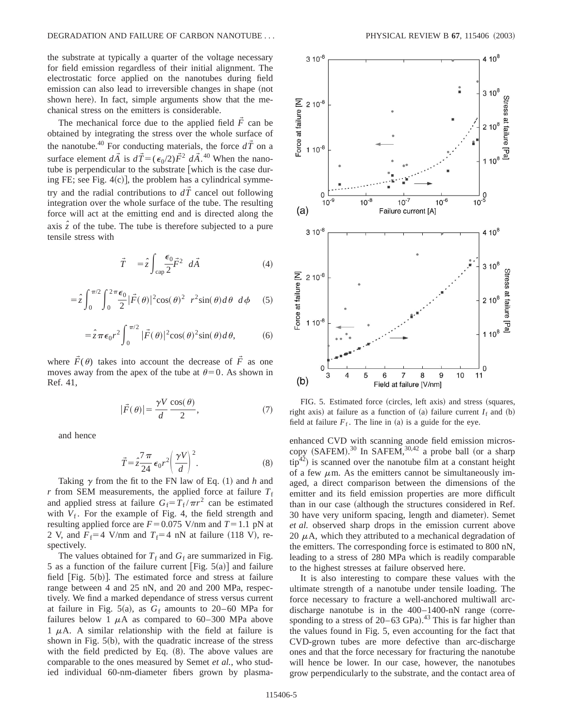the substrate at typically a quarter of the voltage necessary for field emission regardless of their initial alignment. The electrostatic force applied on the nanotubes during field emission can also lead to irreversible changes in shape (not shown here). In fact, simple arguments show that the mechanical stress on the emitters is considerable.

The mechanical force due to the applied field $\vec{F}$ can be obtained by integrating the stress over the whole surface of the nanotube.[40] For conducting materials, the force $d\vec{T}$ on a surface element $d\vec{A}$ is $d\vec{T}=(\epsilon_0/2)\vec{F}^2\ d\vec{A}$.[40] When the nanotube is perpendicular to the substrate [which is the case during FE; see Fig. 4(c)], the problem has a cylindrical symmetry and the radial contributions to $d\vec{T}$ cancel out following integration over the whole surface of the tube. The resulting force will act at the emitting end and is directed along the axis $\hat{z}$ of the tube. The tube is therefore subjected to a pure tensile stress with

$$\vec{T} = \hat{z}\int_{\mathrm{cap}} \frac{\epsilon_0}{2}\vec{F}^2\ d\vec{A} \tag{4}$$

$$= \hat{z}\int_0^{\pi/2}\int_0^{2\pi}\frac{\epsilon_0}{2}|\vec{F}(\theta)|^2\cos(\theta)^2\ r^2\sin(\theta)d\theta\ d\phi \tag{5}$$

$$= \hat{z}\pi\epsilon_0 r^2\int_0^{\pi/2}|\vec{F}(\theta)|^2\cos(\theta)^2\sin(\theta)d\theta, \tag{6}$$

where $\vec{F}(\theta)$ takes into account the decrease of $\vec{F}$ as one moves away from the apex of the tube at $\theta=0$. As shown in Ref. 41,

$$|\vec{F}(\theta)| = \frac{\gamma V}{d}\frac{\cos(\theta)}{2}, \tag{7}$$

and hence

$$\vec{T} = \hat{z}\frac{7\pi}{24}\epsilon_0 r^2\left(\frac{\gamma V}{d}\right)^2. \tag{8}$$

Taking $\gamma$ from the fit to the FN law of Eq. (1) and $h$ and $r$ from SEM measurements, the applied force at failure $T_f$ and applied stress at failure $G_f = T_f/\pi r^2$ can be estimated with $V_f$. For the example of Fig. 4, the field strength and resulting applied force are $F=0.075$ V/nm and $T=1.1$ pN at 2 V, and $F_f=4$ V/nm and $T_f=4$ nN at failure (118 V), respectively.

The values obtained for $T_f$ and $G_f$ are summarized in Fig. 5 as a function of the failure current [Fig. 5(a)] and failure field [Fig. 5(b)]. The estimated force and stress at failure range between 4 and 25 nN, and 20 and 200 MPa, respectively. We find a marked dependance of stress versus current at failure in Fig. 5(a), as $G_f$ amounts to 20–60 MPa for failures below 1 $\mu$A as compared to 60–300 MPa above 1 $\mu$A. A similar relationship with the field at failure is shown in Fig. 5(b), with the quadratic increase of the stress with the field predicted by Eq. (8). The above values are comparable to the ones measured by Semet *et al.*, who studied individual 60-nm-diameter fibers grown by plasma-enhanced CVD with scanning anode field emission microscopy (SAFEM).[30] In SAFEM,[30,42] a probe ball (or a sharp tip[42]) is scanned over the nanotube film at a constant height of a few $\mu$m. As the emitters cannot be simultaneously imaged, a direct comparison between the dimensions of the emitter and its field emission properties are more difficult than in our case (although the structures considered in Ref. 30 have very uniform spacing, length and diameter). Semet *et al.* observed sharp drops in the emission current above 20 $\mu$A, which they attributed to a mechanical degradation of the emitters. The corresponding force is estimated to 800 nN, leading to a stress of 280 MPa which is readily comparable to the highest stresses at failure observed here.

FIG. 5. Estimated force (circles, left axis) and stress (squares, right axis) at failure as a function of (a) failure current $I_f$ and (b) field at failure $F_f$. The line in (a) is a guide for the eye.

It is also interesting to compare these values with the ultimate strength of a nanotube under tensile loading. The force necessary to fracture a well-anchored multiwall arc-discharge nanotube is in the 400–1400-nN range (corresponding to a stress of 20–63 GPa).[43] This is far higher than the values found in Fig. 5, even accounting for the fact that CVD-grown tubes are more defective than arc-discharge ones and that the force necessary for fracturing the nanotube will hence be lower. In our case, however, the nanotubes grow perpendicularly to the substrate, and the contact area of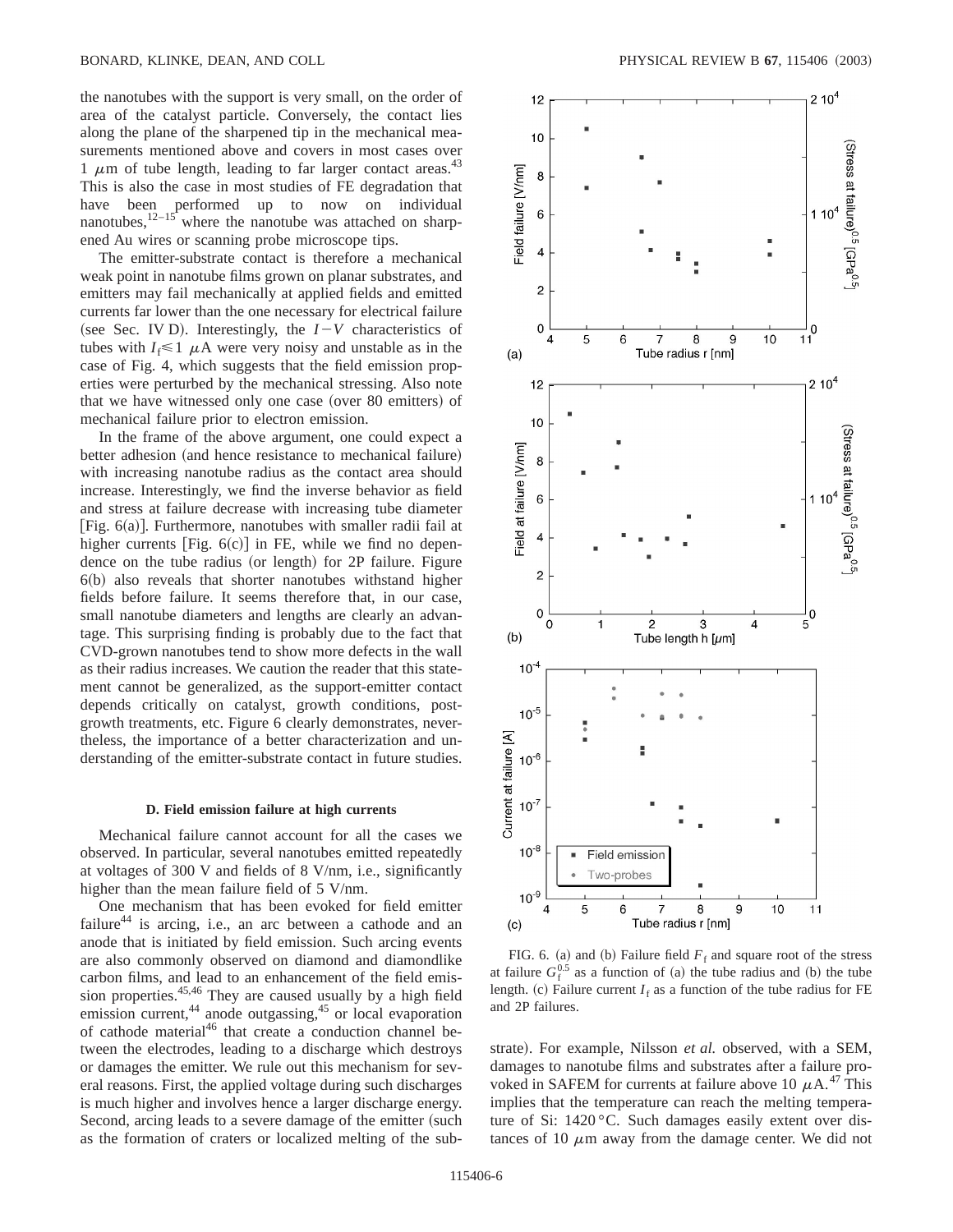the nanotubes with the support is very small, on the order of area of the catalyst particle. Conversely, the contact lies along the plane of the sharpened tip in the mechanical measurements mentioned above and covers in most cases over 1 $\mu$m of tube length, leading to far larger contact areas.[43] This is also the case in most studies of FE degradation that have been performed up to now on individual nanotubes,[12–15] where the nanotube was attached on sharpened Au wires or scanning probe microscope tips.

The emitter-substrate contact is therefore a mechanical weak point in nanotube films grown on planar substrates, and emitters may fail mechanically at applied fields and emitted currents far lower than the one necessary for electrical failure (see Sec. IV D). Interestingly, the $I-V$ characteristics of tubes with $I_f \leqslant 1$ $\mu$A were very noisy and unstable as in the case of Fig. 4, which suggests that the field emission properties were perturbed by the mechanical stressing. Also note that we have witnessed only one case (over 80 emitters) of mechanical failure prior to electron emission.

In the frame of the above argument, one could expect a better adhesion (and hence resistance to mechanical failure) with increasing nanotube radius as the contact area should increase. Interestingly, we find the inverse behavior as field and stress at failure decrease with increasing tube diameter [Fig. 6(a)]. Furthermore, nanotubes with smaller radii fail at higher currents [Fig. 6(c)] in FE, while we find no dependence on the tube radius (or length) for 2P failure. Figure 6(b) also reveals that shorter nanotubes withstand higher fields before failure. It seems therefore that, in our case, small nanotube diameters and lengths are clearly an advantage. This surprising finding is probably due to the fact that CVD-grown nanotubes tend to show more defects in the wall as their radius increases. We caution the reader that this statement cannot be generalized, as the support-emitter contact depends critically on catalyst, growth conditions, post-growth treatments, etc. Figure 6 clearly demonstrates, nevertheless, the importance of a better characterization and understanding of the emitter-substrate contact in future studies.

### D. Field emission failure at high currents

Mechanical failure cannot account for all the cases we observed. In particular, several nanotubes emitted repeatedly at voltages of 300 V and fields of 8 V/nm, i.e., significantly higher than the mean failure field of 5 V/nm.

One mechanism that has been evoked for field emitter failure[44] is arcing, i.e., an arc between a cathode and an anode that is initiated by field emission. Such arcing events are also commonly observed on diamond and diamondlike carbon films, and lead to an enhancement of the field emission properties.[45,46] They are caused usually by a high field emission current,[44] anode outgassing,[45] or local evaporation of cathode material[46] that create a conduction channel between the electrodes, leading to a discharge which destroys or damages the emitter. We rule out this mechanism for several reasons. First, the applied voltage during such discharges is much higher and involves hence a larger discharge energy. Second, arcing leads to a severe damage of the emitter (such as the formation of craters or localized melting of the substrate). For example, Nilsson *et al.* observed, with a SEM, damages to nanotube films and substrates after a failure provoked in SAFEM for currents at failure above 10 $\mu$A.[47] This implies that the temperature can reach the melting temperature of Si: 1420 °C. Such damages easily extent over distances of 10 $\mu$m away from the damage center. We did not

FIG. 6. (a) and (b) Failure field $F_f$ and square root of the stress at failure $G_f^{0.5}$ as a function of (a) the tube radius and (b) the tube length. (c) Failure current $I_f$ as a function of the tube radius for FE and 2P failures.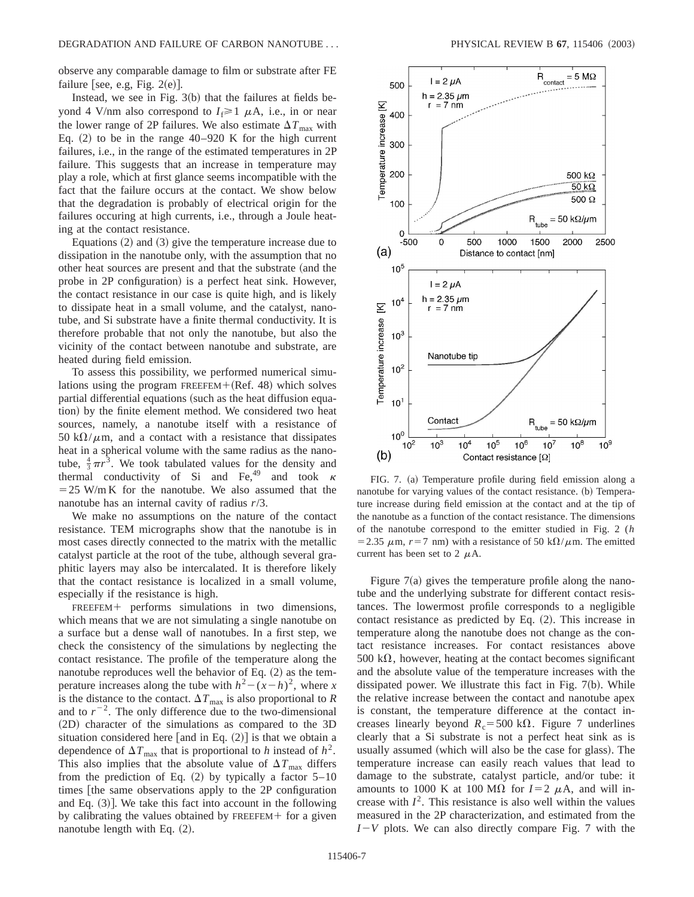observe any comparable damage to film or substrate after FE failure [see, e.g, Fig. 2(e)].

Instead, we see in Fig. 3(b) that the failures at fields beyond 4 V/nm also correspond to $I_f \geqslant 1$ $\mu$A, i.e., in or near the lower range of 2P failures. We also estimate $\Delta T_{max}$ with Eq. (2) to be in the range 40–920 K for the high current failures, i.e., in the range of the estimated temperatures in 2P failure. This suggests that an increase in temperature may play a role, which at first glance seems incompatible with the fact that the failure occurs at the contact. We show below that the degradation is probably of electrical origin for the failures occuring at high currents, i.e., through a Joule heating at the contact resistance.

Equations (2) and (3) give the temperature increase due to dissipation in the nanotube only, with the assumption that no other heat sources are present and that the substrate (and the probe in 2P configuration) is a perfect heat sink. However, the contact resistance in our case is quite high, and is likely to dissipate heat in a small volume, and the catalyst, nanotube, and Si substrate have a finite thermal conductivity. It is therefore probable that not only the nanotube, but also the vicinity of the contact between nanotube and substrate, are heated during field emission.

To assess this possibility, we performed numerical simulations using the program FREEFEM+(Ref. 48) which solves partial differential equations (such as the heat diffusion equation) by the finite element method. We considered two heat sources, namely, a nanotube itself with a resistance of 50 k$\Omega/\mu$m, and a contact with a resistance that dissipates heat in a spherical volume with the same radius as the nanotube, $\frac{4}{3}\pi r^3$. We took tabulated values for the density and thermal conductivity of Si and Fe,[49] and took $\kappa = 25$ W/m K for the nanotube. We also assumed that the nanotube has an internal cavity of radius $r/3$.

We make no assumptions on the nature of the contact resistance. TEM micrographs show that the nanotube is in most cases directly connected to the matrix with the metallic catalyst particle at the root of the tube, although several graphitic layers may also be intercalated. It is therefore likely that the contact resistance is localized in a small volume, especially if the resistance is high.

FREEFEM+ performs simulations in two dimensions, which means that we are not simulating a single nanotube on a surface but a dense wall of nanotubes. In a first step, we check the consistency of the simulations by neglecting the contact resistance. The profile of the temperature along the nanotube reproduces well the behavior of Eq. (2) as the temperature increases along the tube with $h^2-(x-h)^2$, where $x$ is the distance to the contact. $\Delta T_{max}$ is also proportional to $R$ and to $r^{-2}$. The only difference due to the two-dimensional (2D) character of the simulations as compared to the 3D situation considered here [and in Eq. (2)] is that we obtain a dependence of $\Delta T_{max}$ that is proportional to $h$ instead of $h^2$. This also implies that the absolute value of $\Delta T_{max}$ differs from the prediction of Eq. (2) by typically a factor 5–10 times [the same observations apply to the 2P configuration and Eq. (3)]. We take this fact into account in the following by calibrating the values obtained by FREEFEM+ for a given nanotube length with Eq. (2).

FIG. 7. (a) Temperature profile during field emission along a nanotube for varying values of the contact resistance. (b) Temperature increase during field emission at the contact and at the tip of the nanotube as a function of the contact resistance. The dimensions of the nanotube correspond to the emitter studied in Fig. 2 ($h = 2.35$ $\mu$m, $r = 7$ nm) with a resistance of 50 k$\Omega/\mu$m. The emitted current has been set to 2 $\mu$A.

Figure 7(a) gives the temperature profile along the nanotube and the underlying substrate for different contact resistances. The lowermost profile corresponds to a negligible contact resistance as predicted by Eq. (2). This increase in temperature along the nanotube does not change as the contact resistance increases. For contact resistances above 500 k$\Omega$, however, heating at the contact becomes significant and the absolute value of the temperature increases with the dissipated power. We illustrate this fact in Fig. 7(b). While the relative increase between the contact and nanotube apex is constant, the temperature difference at the contact increases linearly beyond $R_c = 500$ k$\Omega$. Figure 7 underlines clearly that a Si substrate is not a perfect heat sink as is usually assumed (which will also be the case for glass). The temperature increase can easily reach values that lead to damage to the substrate, catalyst particle, and/or tube: it amounts to 1000 K at 100 M$\Omega$ for $I = 2$ $\mu$A, and will increase with $I^2$. This resistance is also well within the values measured in the 2P characterization, and estimated from the $I-V$ plots. We can also directly compare Fig. 7 with the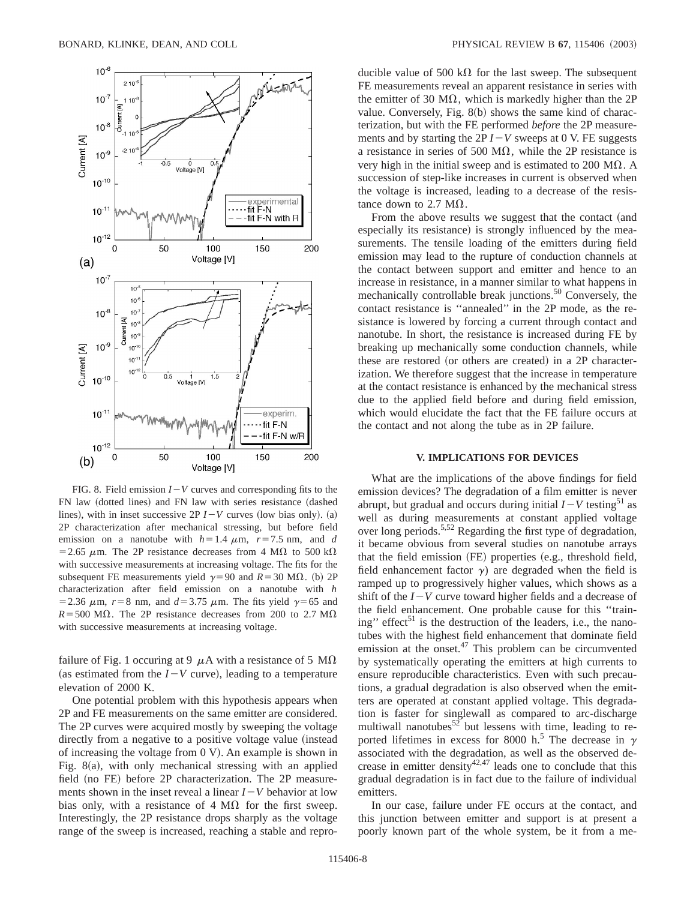FIG. 8. Field emission $I-V$ curves and corresponding fits to the FN law (dotted lines) and FN law with series resistance (dashed lines), with in inset successive 2P $I-V$ curves (low bias only). (a) 2P characterization after mechanical stressing, but before field emission on a nanotube with $h=1.4$ $\mu$m, $r=7.5$ nm, and $d=2.65$ $\mu$m. The 2P resistance decreases from 4 M$\Omega$ to 500 k$\Omega$ with successive measurements at increasing voltage. The fits for the subsequent FE measurements yield $\gamma=90$ and $R=30$ M$\Omega$. (b) 2P characterization after field emission on a nanotube with $h=2.36$ $\mu$m, $r=8$ nm, and $d=3.75$ $\mu$m. The fits yield $\gamma=65$ and $R=500$ M$\Omega$. The 2P resistance decreases from 200 to 2.7 M$\Omega$ with successive measurements at increasing voltage.

failure of Fig. 1 occuring at 9 $\mu$A with a resistance of 5 M$\Omega$ (as estimated from the $I-V$ curve), leading to a temperature elevation of 2000 K.

One potential problem with this hypothesis appears when 2P and FE measurements on the same emitter are considered. The 2P curves were acquired mostly by sweeping the voltage directly from a negative to a positive voltage value (instead of increasing the voltage from 0 V). An example is shown in Fig. 8(a), with only mechanical stressing with an applied field (no FE) before 2P characterization. The 2P measurements shown in the inset reveal a linear $I-V$ behavior at low bias only, with a resistance of 4 M$\Omega$ for the first sweep. Interestingly, the 2P resistance drops sharply as the voltage range of the sweep is increased, reaching a stable and reproducible value of 500 k$\Omega$ for the last sweep. The subsequent FE measurements reveal an apparent resistance in series with the emitter of 30 M$\Omega$, which is markedly higher than the 2P value. Conversely, Fig. 8(b) shows the same kind of characterization, but with the FE performed *before* the 2P measurements and by starting the 2P $I-V$ sweeps at 0 V. FE suggests a resistance in series of 500 M$\Omega$, while the 2P resistance is very high in the initial sweep and is estimated to 200 M$\Omega$. A succession of step-like increases in current is observed when the voltage is increased, leading to a decrease of the resistance down to 2.7 M$\Omega$.

From the above results we suggest that the contact (and especially its resistance) is strongly influenced by the measurements. The tensile loading of the emitters during field emission may lead to the rupture of conduction channels at the contact between support and emitter and hence to an increase in resistance, in a manner similar to what happens in mechanically controllable break junctions.[50] Conversely, the contact resistance is ''annealed'' in the 2P mode, as the resistance is lowered by forcing a current through contact and nanotube. In short, the resistance is increased during FE by breaking up mechanically some conduction channels, while these are restored (or others are created) in a 2P characterization. We therefore suggest that the increase in temperature at the contact resistance is enhanced by the mechanical stress due to the applied field before and during field emission, which would elucidate the fact that the FE failure occurs at the contact and not along the tube as in 2P failure.

## V. IMPLICATIONS FOR DEVICES

What are the implications of the above findings for field emission devices? The degradation of a film emitter is never abrupt, but gradual and occurs during initial $I-V$ testing[51] as well as during measurements at constant applied voltage over long periods.[5,52] Regarding the first type of degradation, it became obvious from several studies on nanotube arrays that the field emission (FE) properties (e.g., threshold field, field enhancement factor $\gamma$) are degraded when the field is ramped up to progressively higher values, which shows as a shift of the $I-V$ curve toward higher fields and a decrease of the field enhancement. One probable cause for this ''training'' effect[51] is the destruction of the leaders, i.e., the nanotubes with the highest field enhancement that dominate field emission at the onset.[47] This problem can be circumvented by systematically operating the emitters at high currents to ensure reproducible characteristics. Even with such precautions, a gradual degradation is also observed when the emitters are operated at constant applied voltage. This degradation is faster for singlewall as compared to arc-discharge multiwall nanotubes[52] but lessens with time, leading to reported lifetimes in excess for 8000 h.[5] The decrease in $\gamma$ associated with the degradation, as well as the observed decrease in emitter density[42,47] leads one to conclude that this gradual degradation is in fact due to the failure of individual emitters.

In our case, failure under FE occurs at the contact, and this junction between emitter and support is at present a poorly known part of the whole system, be it from a me-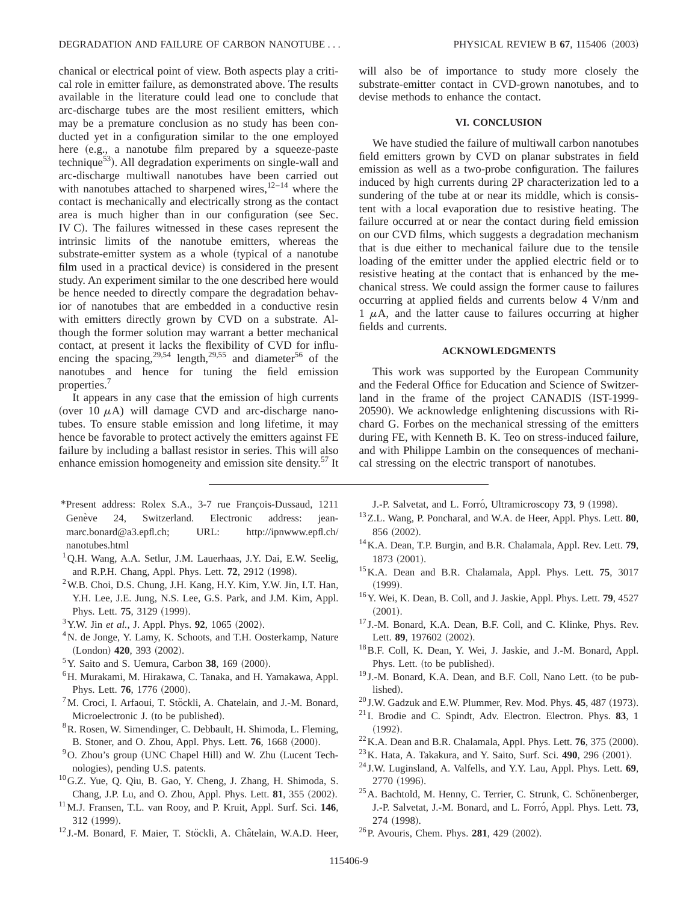chanical or electrical point of view. Both aspects play a critical role in emitter failure, as demonstrated above. The results available in the literature could lead one to conclude that arc-discharge tubes are the most resilient emitters, which may be a premature conclusion as no study has been conducted yet in a configuration similar to the one employed here (e.g., a nanotube film prepared by a squeeze-paste technique[53]). All degradation experiments on single-wall and arc-discharge multiwall nanotubes have been carried out with nanotubes attached to sharpened wires,[12–14] where the contact is mechanically and electrically strong as the contact area is much higher than in our configuration (see Sec. IV C). The failures witnessed in these cases represent the intrinsic limits of the nanotube emitters, whereas the substrate-emitter system as a whole (typical of a nanotube film used in a practical device) is considered in the present study. An experiment similar to the one described here would be hence needed to directly compare the degradation behavior of nanotubes that are embedded in a conductive resin with emitters directly grown by CVD on a substrate. Although the former solution may warrant a better mechanical contact, at present it lacks the flexibility of CVD for influencing the spacing,[29,54] length,[29,55] and diameter[56] of the nanotubes and hence for tuning the field emission properties.[7]

It appears in any case that the emission of high currents (over 10 $\mu$A) will damage CVD and arc-discharge nanotubes. To ensure stable emission and long lifetime, it may hence be favorable to protect actively the emitters against FE failure by including a ballast resistor in series. This will also enhance emission homogeneity and emission site density.[57] It will also be of importance to study more closely the substrate-emitter contact in CVD-grown nanotubes, and to devise methods to enhance the contact.

## VI. CONCLUSION

We have studied the failure of multiwall carbon nanotubes field emitters grown by CVD on planar substrates in field emission as well as a two-probe configuration. The failures induced by high currents during 2P characterization led to a sundering of the tube at or near its middle, which is consistent with a local evaporation due to resistive heating. The failure occurred at or near the contact during field emission on our CVD films, which suggests a degradation mechanism that is due either to mechanical failure due to the tensile loading of the emitter under the applied electric field or to resistive heating at the contact that is enhanced by the mechanical stress. We could assign the former cause to failures occurring at applied fields and currents below 4 V/nm and 1 $\mu$A, and the latter cause to failures occurring at higher fields and currents.

## ACKNOWLEDGMENTS

This work was supported by the European Community and the Federal Office for Education and Science of Switzerland in the frame of the project CANADIS (IST-1999-20590). We acknowledge enlightening discussions with Richard G. Forbes on the mechanical stressing of the emitters during FE, with Kenneth B. K. Teo on stress-induced failure, and with Philippe Lambin on the consequences of mechanical stressing on the electric transport of nanotubes.

---

*Present address: Rolex S.A., 3-7 rue François-Dussaud, 1211 Genève 24, Switzerland. Electronic address: jean-marc.bonard@a3.epfl.ch; URL: http://ipnwww.epfl.ch/nanotubes.html

[1] Q.H. Wang, A.A. Setlur, J.M. Lauerhaas, J.Y. Dai, E.W. Seelig, and R.P.H. Chang, Appl. Phys. Lett. **72**, 2912 (1998).

[2] W.B. Choi, D.S. Chung, J.H. Kang, H.Y. Kim, Y.W. Jin, I.T. Han, Y.H. Lee, J.E. Jung, N.S. Lee, G.S. Park, and J.M. Kim, Appl. Phys. Lett. **75**, 3129 (1999).

[3] Y.W. Jin *et al.*, J. Appl. Phys. **92**, 1065 (2002).

[4] N. de Jonge, Y. Lamy, K. Schoots, and T.H. Oosterkamp, Nature (London) **420**, 393 (2002).

[5] Y. Saito and S. Uemura, Carbon **38**, 169 (2000).

[6] H. Murakami, M. Hirakawa, C. Tanaka, and H. Yamakawa, Appl. Phys. Lett. **76**, 1776 (2000).

[7] M. Croci, I. Arfaoui, T. Stöckli, A. Chatelain, and J.-M. Bonard, Microelectronic J. (to be published).

[8] R. Rosen, W. Simendinger, C. Debbault, H. Shimoda, L. Fleming, B. Stoner, and O. Zhou, Appl. Phys. Lett. **76**, 1668 (2000).

[9] O. Zhou's group (UNC Chapel Hill) and W. Zhu (Lucent Technologies), pending U.S. patents.

[10] G.Z. Yue, Q. Qiu, B. Gao, Y. Cheng, J. Zhang, H. Shimoda, S. Chang, J.P. Lu, and O. Zhou, Appl. Phys. Lett. **81**, 355 (2002).

[11] M.J. Fransen, T.L. van Rooy, and P. Kruit, Appl. Surf. Sci. **146**, 312 (1999).

[12] J.-M. Bonard, F. Maier, T. Stöckli, A. Châtelain, W.A.D. Heer, J.-P. Salvetat, and L. Forró, Ultramicroscopy **73**, 9 (1998).

[13] Z.L. Wang, P. Poncharal, and W.A. de Heer, Appl. Phys. Lett. **80**, 856 (2002).

[14] K.A. Dean, T.P. Burgin, and B.R. Chalamala, Appl. Rev. Lett. **79**, 1873 (2001).

[15] K.A. Dean and B.R. Chalamala, Appl. Phys. Lett. **75**, 3017 (1999).

[16] Y. Wei, K. Dean, B. Coll, and J. Jaskie, Appl. Phys. Lett. **79**, 4527 (2001).

[17] J.-M. Bonard, K.A. Dean, B.F. Coll, and C. Klinke, Phys. Rev. Lett. **89**, 197602 (2002).

[18] B.F. Coll, K. Dean, Y. Wei, J. Jaskie, and J.-M. Bonard, Appl. Phys. Lett. (to be published).

[19] J.-M. Bonard, K.A. Dean, and B.F. Coll, Nano Lett. (to be published).

[20] J.W. Gadzuk and E.W. Plummer, Rev. Mod. Phys. **45**, 487 (1973).

[21] I. Brodie and C. Spindt, Adv. Electron. Electron. Phys. **83**, 1 (1992).

[22] K.A. Dean and B.R. Chalamala, Appl. Phys. Lett. **76**, 375 (2000).

[23] K. Hata, A. Takakura, and Y. Saito, Surf. Sci. **490**, 296 (2001).

[24] J.W. Luginsland, A. Valfells, and Y.Y. Lau, Appl. Phys. Lett. **69**, 2770 (1996).

[25] A. Bachtold, M. Henny, C. Terrier, C. Strunk, C. Schönenberger, J.-P. Salvetat, J.-M. Bonard, and L. Forró, Appl. Phys. Lett. **73**, 274 (1998).

[26] P. Avouris, Chem. Phys. **281**, 429 (2002).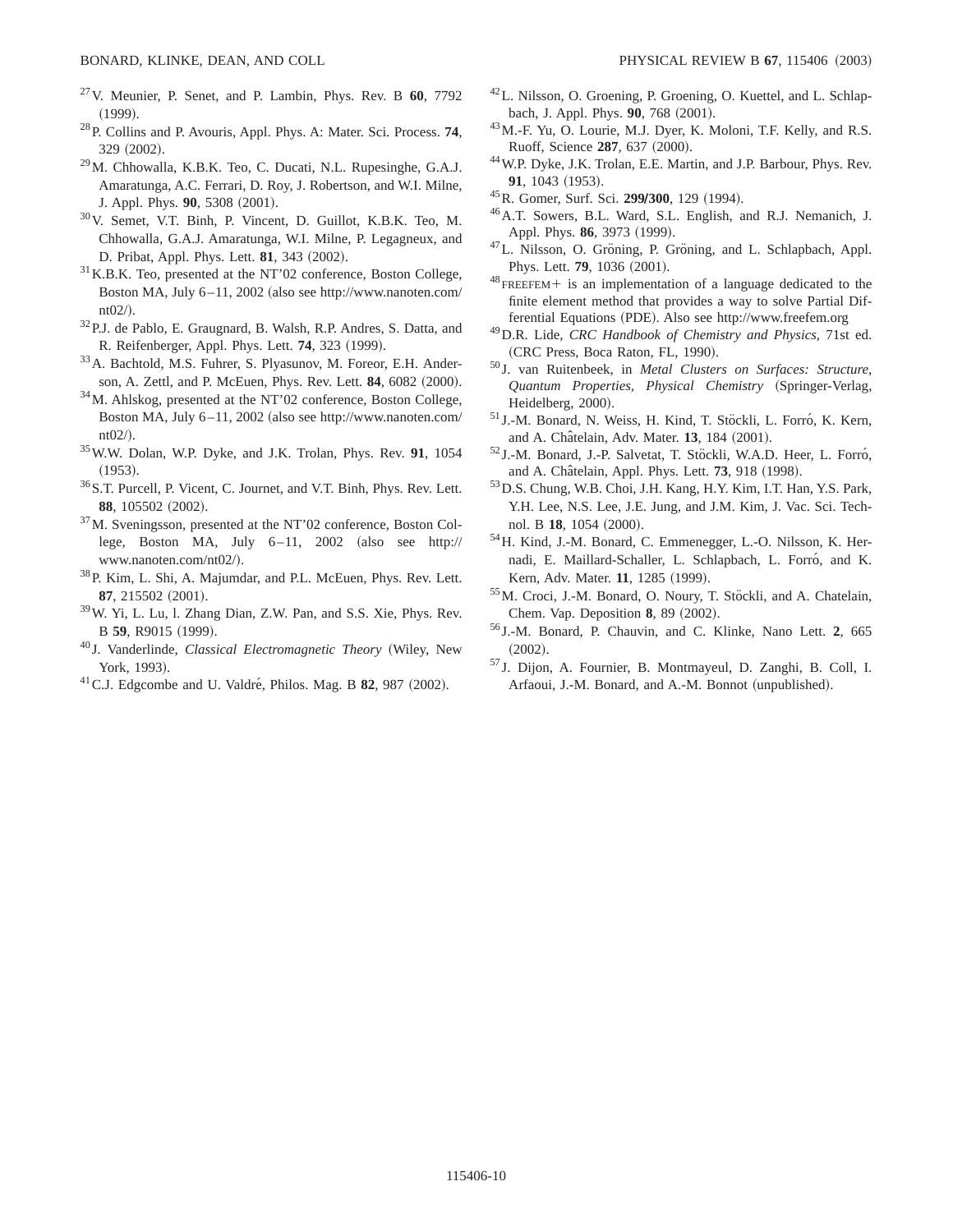[27] V. Meunier, P. Senet, and P. Lambin, Phys. Rev. B **60**, 7792 (1999).

[28] P. Collins and P. Avouris, Appl. Phys. A: Mater. Sci. Process. **74**, 329 (2002).

[29] M. Chhowalla, K.B.K. Teo, C. Ducati, N.L. Rupesinghe, G.A.J. Amaratunga, A.C. Ferrari, D. Roy, J. Robertson, and W.I. Milne, J. Appl. Phys. **90**, 5308 (2001).

[30] V. Semet, V.T. Binh, P. Vincent, D. Guillot, K.B.K. Teo, M. Chhowalla, G.A.J. Amaratunga, W.I. Milne, P. Legagneux, and D. Pribat, Appl. Phys. Lett. **81**, 343 (2002).

[31] K.B.K. Teo, presented at the NT'02 conference, Boston College, Boston MA, July 6–11, 2002 (also see http://www.nanoten.com/nt02/).

[32] P.J. de Pablo, E. Graugnard, B. Walsh, R.P. Andres, S. Datta, and R. Reifenberger, Appl. Phys. Lett. **74**, 323 (1999).

[33] A. Bachtold, M.S. Fuhrer, S. Plyasunov, M. Foreor, E.H. Anderson, A. Zettl, and P. McEuen, Phys. Rev. Lett. **84**, 6082 (2000).

[34] M. Ahlskog, presented at the NT'02 conference, Boston College, Boston MA, July 6–11, 2002 (also see http://www.nanoten.com/nt02/).

[35] W.W. Dolan, W.P. Dyke, and J.K. Trolan, Phys. Rev. **91**, 1054 (1953).

[36] S.T. Purcell, P. Vicent, C. Journet, and V.T. Binh, Phys. Rev. Lett. **88**, 105502 (2002).

[37] M. Sveningsson, presented at the NT'02 conference, Boston College, Boston MA, July 6–11, 2002 (also see http://www.nanoten.com/nt02/).

[38] P. Kim, L. Shi, A. Majumdar, and P.L. McEuen, Phys. Rev. Lett. **87**, 215502 (2001).

[39] W. Yi, L. Lu, l. Zhang Dian, Z.W. Pan, and S.S. Xie, Phys. Rev. B **59**, R9015 (1999).

[40] J. Vanderlinde, *Classical Electromagnetic Theory* (Wiley, New York, 1993).

[41] C.J. Edgcombe and U. Valdré, Philos. Mag. B **82**, 987 (2002).

[42] L. Nilsson, O. Groening, P. Groening, O. Kuettel, and L. Schlapbach, J. Appl. Phys. **90**, 768 (2001).

[43] M.-F. Yu, O. Lourie, M.J. Dyer, K. Moloni, T.F. Kelly, and R.S. Ruoff, Science **287**, 637 (2000).

[44] W.P. Dyke, J.K. Trolan, E.E. Martin, and J.P. Barbour, Phys. Rev. **91**, 1043 (1953).

[45] R. Gomer, Surf. Sci. **299/300**, 129 (1994).

[46] A.T. Sowers, B.L. Ward, S.L. English, and R.J. Nemanich, J. Appl. Phys. **86**, 3973 (1999).

[47] L. Nilsson, O. Gröning, P. Gröning, and L. Schlapbach, Appl. Phys. Lett. **79**, 1036 (2001).

[48] FREEFEM+ is an implementation of a language dedicated to the finite element method that provides a way to solve Partial Differential Equations (PDE). Also see http://www.freefem.org

[49] D.R. Lide, *CRC Handbook of Chemistry and Physics*, 71st ed. (CRC Press, Boca Raton, FL, 1990).

[50] J. van Ruitenbeek, in *Metal Clusters on Surfaces: Structure, Quantum Properties, Physical Chemistry* (Springer-Verlag, Heidelberg, 2000).

[51] J.-M. Bonard, N. Weiss, H. Kind, T. Stöckli, L. Forró, K. Kern, and A. Châtelain, Adv. Mater. **13**, 184 (2001).

[52] J.-M. Bonard, J.-P. Salvetat, T. Stöckli, W.A.D. Heer, L. Forró, and A. Châtelain, Appl. Phys. Lett. **73**, 918 (1998).

[53] D.S. Chung, W.B. Choi, J.H. Kang, H.Y. Kim, I.T. Han, Y.S. Park, Y.H. Lee, N.S. Lee, J.E. Jung, and J.M. Kim, J. Vac. Sci. Technol. B **18**, 1054 (2000).

[54] H. Kind, J.-M. Bonard, C. Emmenegger, L.-O. Nilsson, K. Hernadi, E. Maillard-Schaller, L. Schlapbach, L. Forró, and K. Kern, Adv. Mater. **11**, 1285 (1999).

[55] M. Croci, J.-M. Bonard, O. Noury, T. Stöckli, and A. Chatelain, Chem. Vap. Deposition **8**, 89 (2002).

[56] J.-M. Bonard, P. Chauvin, and C. Klinke, Nano Lett. **2**, 665 (2002).

[57] J. Dijon, A. Fournier, B. Montmayeul, D. Zanghi, B. Coll, I. Arfaoui, J.-M. Bonard, and A.-M. Bonnot (unpublished).